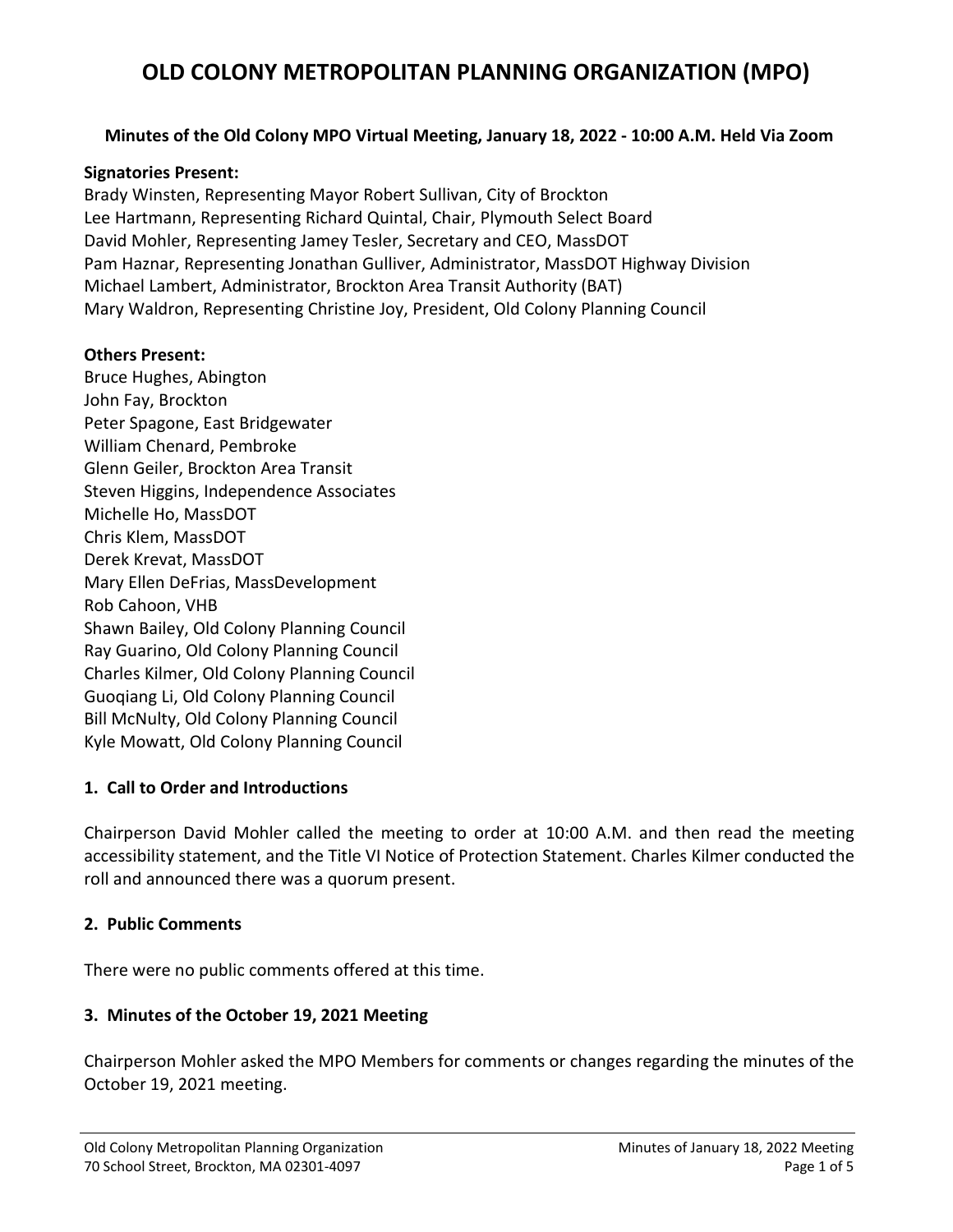# OLD COLONY METROPOLITAN PLANNING ORGANIZATION (MPO)

**Minutes of the Old Colony MPO Virtual Meeting, January 18, 2022 - 10:00 A.M. Held Via Zoom**

**Signatories Present:**
Brady Winsten, Representing Mayor Robert Sullivan, City of Brockton
Lee Hartmann, Representing Richard Quintal, Chair, Plymouth Select Board
David Mohler, Representing Jamey Tesler, Secretary and CEO, MassDOT
Pam Haznar, Representing Jonathan Gulliver, Administrator, MassDOT Highway Division
Michael Lambert, Administrator, Brockton Area Transit Authority (BAT)
Mary Waldron, Representing Christine Joy, President, Old Colony Planning Council

**Others Present:**
Bruce Hughes, Abington
John Fay, Brockton
Peter Spagone, East Bridgewater
William Chenard, Pembroke
Glenn Geiler, Brockton Area Transit
Steven Higgins, Independence Associates
Michelle Ho, MassDOT
Chris Klem, MassDOT
Derek Krevat, MassDOT
Mary Ellen DeFrias, MassDevelopment
Rob Cahoon, VHB
Shawn Bailey, Old Colony Planning Council
Ray Guarino, Old Colony Planning Council
Charles Kilmer, Old Colony Planning Council
Guoqiang Li, Old Colony Planning Council
Bill McNulty, Old Colony Planning Council
Kyle Mowatt, Old Colony Planning Council

## 1. Call to Order and Introductions

Chairperson David Mohler called the meeting to order at 10:00 A.M. and then read the meeting accessibility statement, and the Title VI Notice of Protection Statement. Charles Kilmer conducted the roll and announced there was a quorum present.

## 2. Public Comments

There were no public comments offered at this time.

## 3. Minutes of the October 19, 2021 Meeting

Chairperson Mohler asked the MPO Members for comments or changes regarding the minutes of the October 19, 2021 meeting.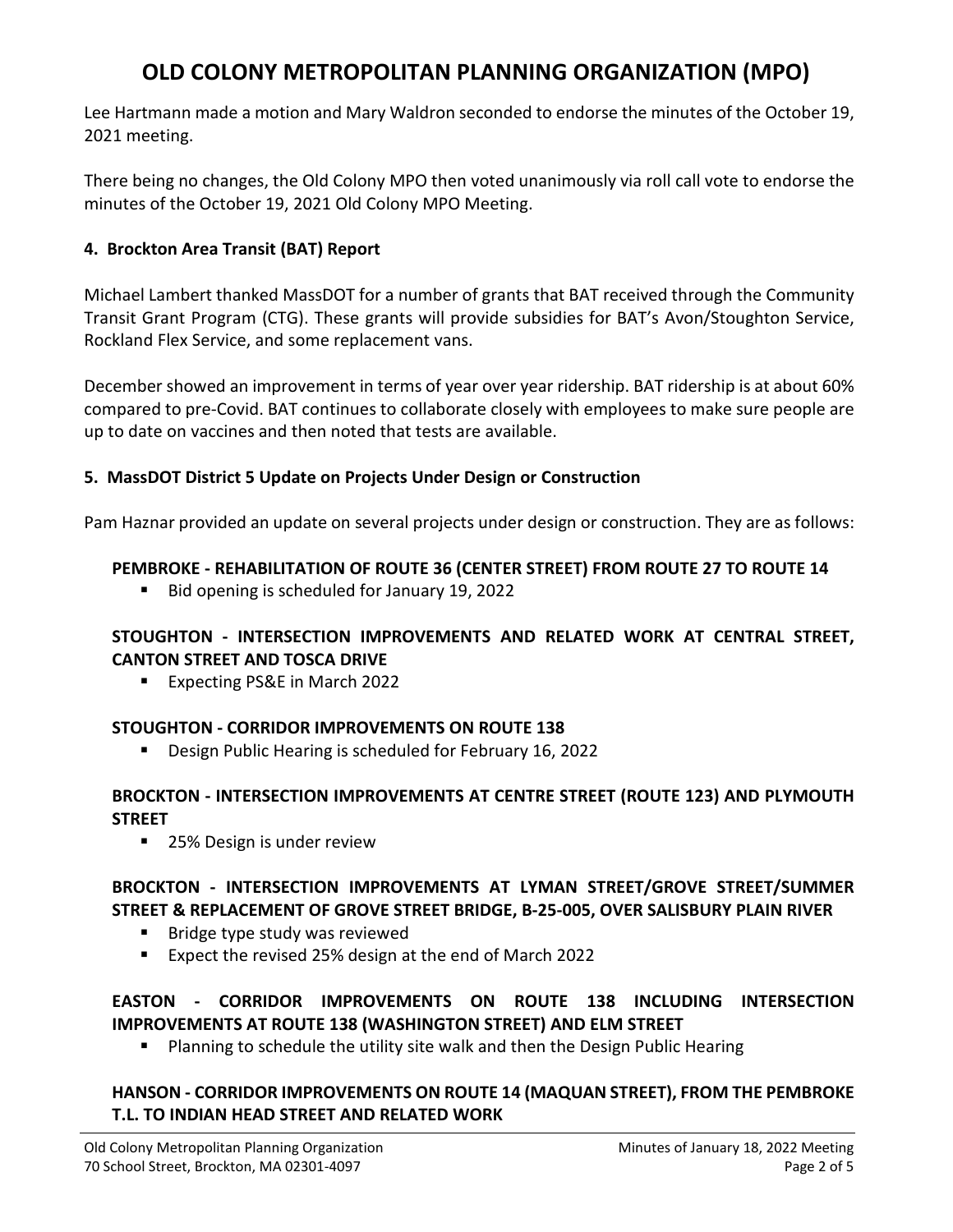Lee Hartmann made a motion and Mary Waldron seconded to endorse the minutes of the October 19, 2021 meeting.

There being no changes, the Old Colony MPO then voted unanimously via roll call vote to endorse the minutes of the October 19, 2021 Old Colony MPO Meeting.

### 4. Brockton Area Transit (BAT) Report

Michael Lambert thanked MassDOT for a number of grants that BAT received through the Community Transit Grant Program (CTG). These grants will provide subsidies for BAT's Avon/Stoughton Service, Rockland Flex Service, and some replacement vans.

December showed an improvement in terms of year over year ridership. BAT ridership is at about 60% compared to pre-Covid. BAT continues to collaborate closely with employees to make sure people are up to date on vaccines and then noted that tests are available.

### 5. MassDOT District 5 Update on Projects Under Design or Construction

Pam Haznar provided an update on several projects under design or construction. They are as follows:

**PEMBROKE - REHABILITATION OF ROUTE 36 (CENTER STREET) FROM ROUTE 27 TO ROUTE 14**

- Bid opening is scheduled for January 19, 2022

**STOUGHTON - INTERSECTION IMPROVEMENTS AND RELATED WORK AT CENTRAL STREET, CANTON STREET AND TOSCA DRIVE**

- Expecting PS&E in March 2022

**STOUGHTON - CORRIDOR IMPROVEMENTS ON ROUTE 138**

- Design Public Hearing is scheduled for February 16, 2022

**BROCKTON - INTERSECTION IMPROVEMENTS AT CENTRE STREET (ROUTE 123) AND PLYMOUTH STREET**

- 25% Design is under review

**BROCKTON - INTERSECTION IMPROVEMENTS AT LYMAN STREET/GROVE STREET/SUMMER STREET & REPLACEMENT OF GROVE STREET BRIDGE, B-25-005, OVER SALISBURY PLAIN RIVER**

- Bridge type study was reviewed
- Expect the revised 25% design at the end of March 2022

**EASTON - CORRIDOR IMPROVEMENTS ON ROUTE 138 INCLUDING INTERSECTION IMPROVEMENTS AT ROUTE 138 (WASHINGTON STREET) AND ELM STREET**

- Planning to schedule the utility site walk and then the Design Public Hearing

**HANSON - CORRIDOR IMPROVEMENTS ON ROUTE 14 (MAQUAN STREET), FROM THE PEMBROKE T.L. TO INDIAN HEAD STREET AND RELATED WORK**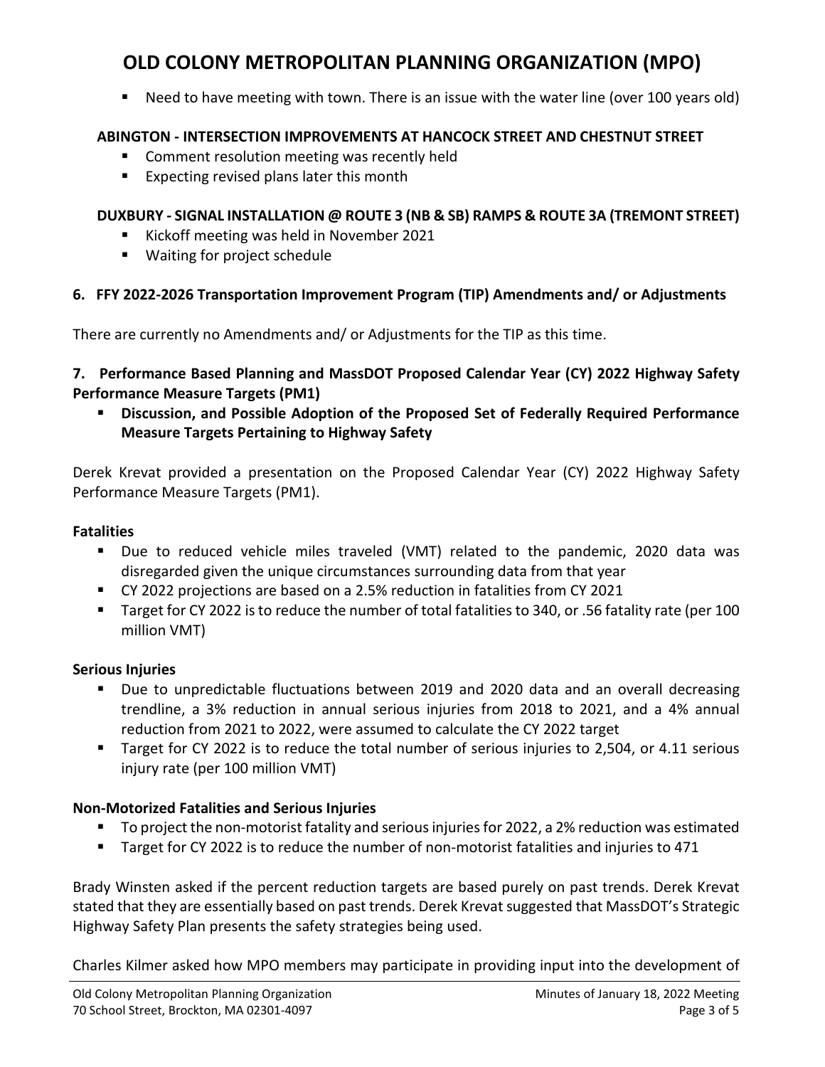- Need to have meeting with town. There is an issue with the water line (over 100 years old)

**ABINGTON - INTERSECTION IMPROVEMENTS AT HANCOCK STREET AND CHESTNUT STREET**

- Comment resolution meeting was recently held
- Expecting revised plans later this month

**DUXBURY - SIGNAL INSTALLATION @ ROUTE 3 (NB & SB) RAMPS & ROUTE 3A (TREMONT STREET)**

- Kickoff meeting was held in November 2021
- Waiting for project schedule

**6. FFY 2022-2026 Transportation Improvement Program (TIP) Amendments and/ or Adjustments**

There are currently no Amendments and/ or Adjustments for the TIP as this time.

**7. Performance Based Planning and MassDOT Proposed Calendar Year (CY) 2022 Highway Safety Performance Measure Targets (PM1)**

- **Discussion, and Possible Adoption of the Proposed Set of Federally Required Performance Measure Targets Pertaining to Highway Safety**

Derek Krevat provided a presentation on the Proposed Calendar Year (CY) 2022 Highway Safety Performance Measure Targets (PM1).

**Fatalities**

- Due to reduced vehicle miles traveled (VMT) related to the pandemic, 2020 data was disregarded given the unique circumstances surrounding data from that year
- CY 2022 projections are based on a 2.5% reduction in fatalities from CY 2021
- Target for CY 2022 is to reduce the number of total fatalities to 340, or .56 fatality rate (per 100 million VMT)

**Serious Injuries**

- Due to unpredictable fluctuations between 2019 and 2020 data and an overall decreasing trendline, a 3% reduction in annual serious injuries from 2018 to 2021, and a 4% annual reduction from 2021 to 2022, were assumed to calculate the CY 2022 target
- Target for CY 2022 is to reduce the total number of serious injuries to 2,504, or 4.11 serious injury rate (per 100 million VMT)

**Non-Motorized Fatalities and Serious Injuries**

- To project the non-motorist fatality and serious injuries for 2022, a 2% reduction was estimated
- Target for CY 2022 is to reduce the number of non-motorist fatalities and injuries to 471

Brady Winsten asked if the percent reduction targets are based purely on past trends. Derek Krevat stated that they are essentially based on past trends. Derek Krevat suggested that MassDOT's Strategic Highway Safety Plan presents the safety strategies being used.

Charles Kilmer asked how MPO members may participate in providing input into the development of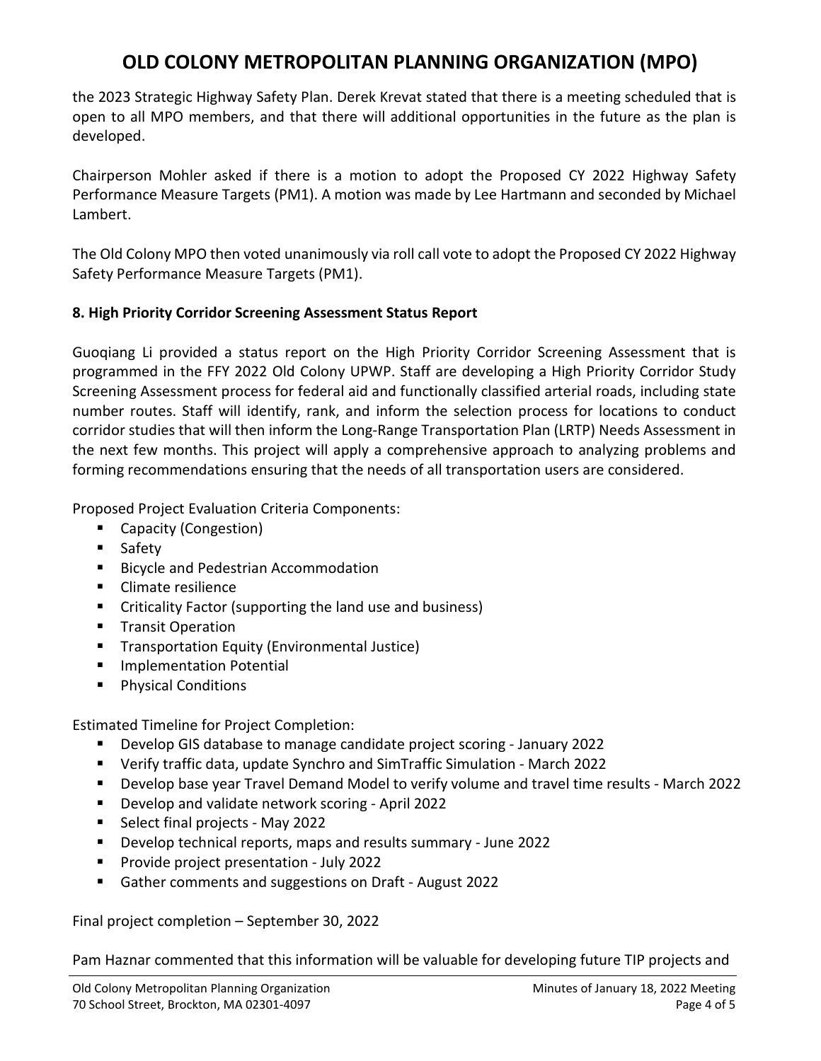the 2023 Strategic Highway Safety Plan. Derek Krevat stated that there is a meeting scheduled that is open to all MPO members, and that there will additional opportunities in the future as the plan is developed.

Chairperson Mohler asked if there is a motion to adopt the Proposed CY 2022 Highway Safety Performance Measure Targets (PM1). A motion was made by Lee Hartmann and seconded by Michael Lambert.

The Old Colony MPO then voted unanimously via roll call vote to adopt the Proposed CY 2022 Highway Safety Performance Measure Targets (PM1).

**8. High Priority Corridor Screening Assessment Status Report**

Guoqiang Li provided a status report on the High Priority Corridor Screening Assessment that is programmed in the FFY 2022 Old Colony UPWP. Staff are developing a High Priority Corridor Study Screening Assessment process for federal aid and functionally classified arterial roads, including state number routes. Staff will identify, rank, and inform the selection process for locations to conduct corridor studies that will then inform the Long-Range Transportation Plan (LRTP) Needs Assessment in the next few months. This project will apply a comprehensive approach to analyzing problems and forming recommendations ensuring that the needs of all transportation users are considered.

Proposed Project Evaluation Criteria Components:

- Capacity (Congestion)
- Safety
- Bicycle and Pedestrian Accommodation
- Climate resilience
- Criticality Factor (supporting the land use and business)
- Transit Operation
- Transportation Equity (Environmental Justice)
- Implementation Potential
- Physical Conditions

Estimated Timeline for Project Completion:

- Develop GIS database to manage candidate project scoring - January 2022
- Verify traffic data, update Synchro and SimTraffic Simulation - March 2022
- Develop base year Travel Demand Model to verify volume and travel time results - March 2022
- Develop and validate network scoring - April 2022
- Select final projects - May 2022
- Develop technical reports, maps and results summary - June 2022
- Provide project presentation - July 2022
- Gather comments and suggestions on Draft - August 2022

Final project completion – September 30, 2022

Pam Haznar commented that this information will be valuable for developing future TIP projects and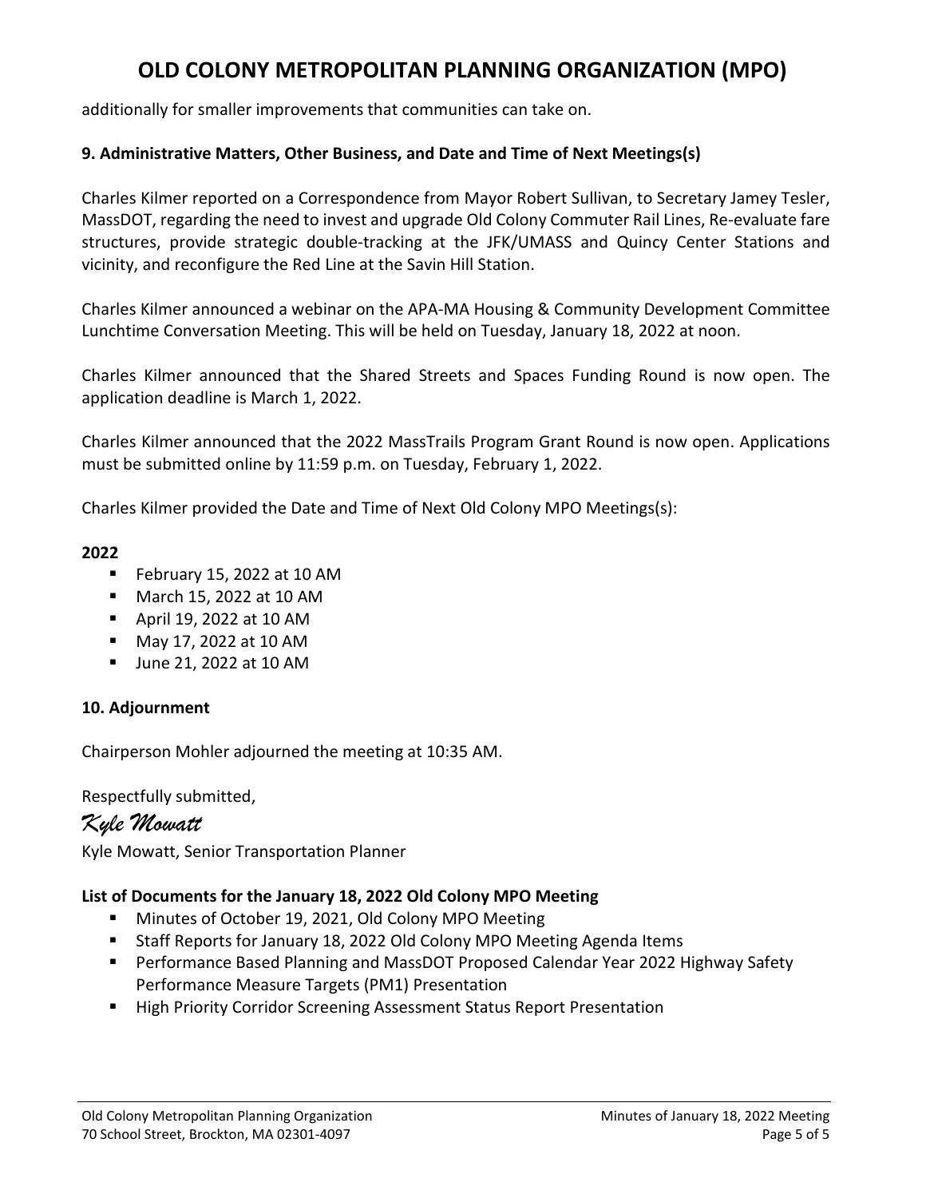additionally for smaller improvements that communities can take on.

**9. Administrative Matters, Other Business, and Date and Time of Next Meetings(s)**

Charles Kilmer reported on a Correspondence from Mayor Robert Sullivan, to Secretary Jamey Tesler, MassDOT, regarding the need to invest and upgrade Old Colony Commuter Rail Lines, Re-evaluate fare structures, provide strategic double-tracking at the JFK/UMASS and Quincy Center Stations and vicinity, and reconfigure the Red Line at the Savin Hill Station.

Charles Kilmer announced a webinar on the APA-MA Housing & Community Development Committee Lunchtime Conversation Meeting. This will be held on Tuesday, January 18, 2022 at noon.

Charles Kilmer announced that the Shared Streets and Spaces Funding Round is now open. The application deadline is March 1, 2022.

Charles Kilmer announced that the 2022 MassTrails Program Grant Round is now open. Applications must be submitted online by 11:59 p.m. on Tuesday, February 1, 2022.

Charles Kilmer provided the Date and Time of Next Old Colony MPO Meetings(s):

**2022**

- February 15, 2022 at 10 AM
- March 15, 2022 at 10 AM
- April 19, 2022 at 10 AM
- May 17, 2022 at 10 AM
- June 21, 2022 at 10 AM

**10. Adjournment**

Chairperson Mohler adjourned the meeting at 10:35 AM.

Respectfully submitted,

*Kyle Mowatt*

Kyle Mowatt, Senior Transportation Planner

**List of Documents for the January 18, 2022 Old Colony MPO Meeting**

- Minutes of October 19, 2021, Old Colony MPO Meeting
- Staff Reports for January 18, 2022 Old Colony MPO Meeting Agenda Items
- Performance Based Planning and MassDOT Proposed Calendar Year 2022 Highway Safety Performance Measure Targets (PM1) Presentation
- High Priority Corridor Screening Assessment Status Report Presentation